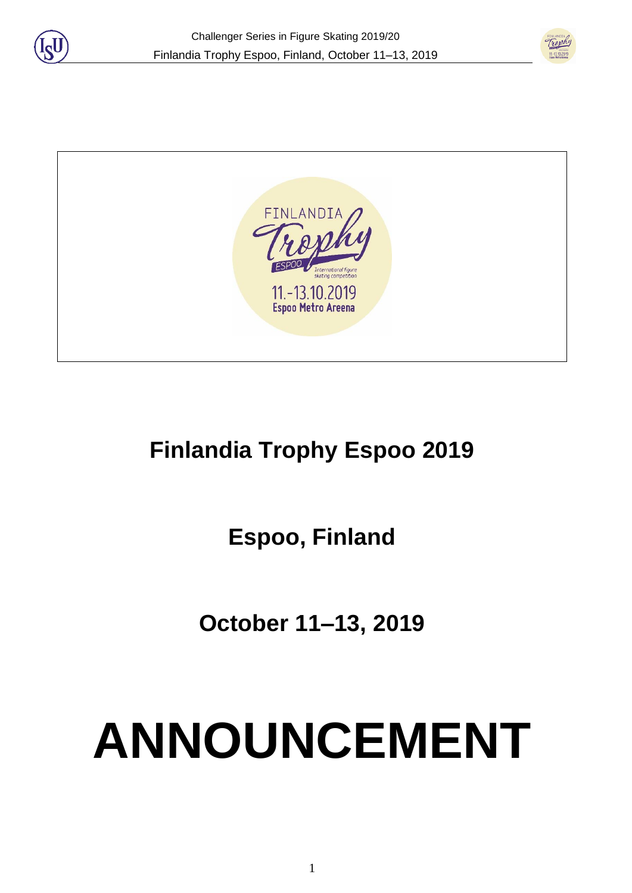# Finlandia Trophy Espoo 2019

## Espoo, Finland

## October 11–13, 2019

# ANNOUNCEMENT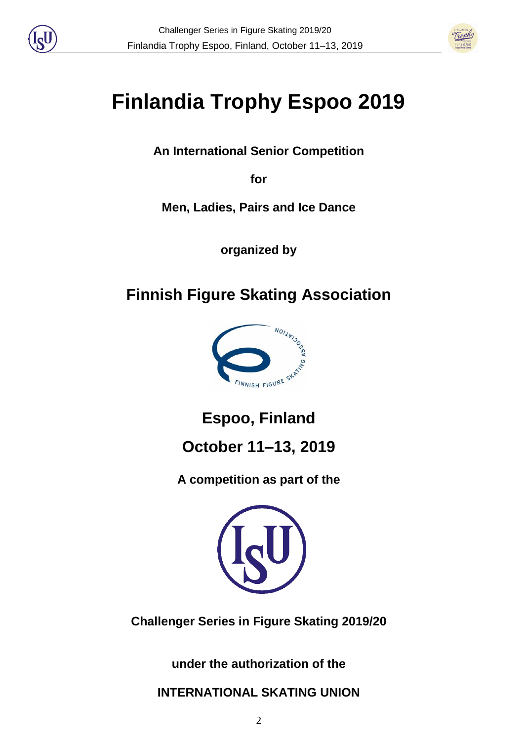# Finlandia Trophy Espoo 2019

**An International Senior Competition**

**for**

**Men, Ladies, Pairs and Ice Dance**

**organized by**

## Finnish Figure Skating Association

## Espoo, Finland

## October 11–13, 2019

**A competition as part of the**

**Challenger Series in Figure Skating 2019/20**

**under the authorization of the**

**INTERNATIONAL SKATING UNION**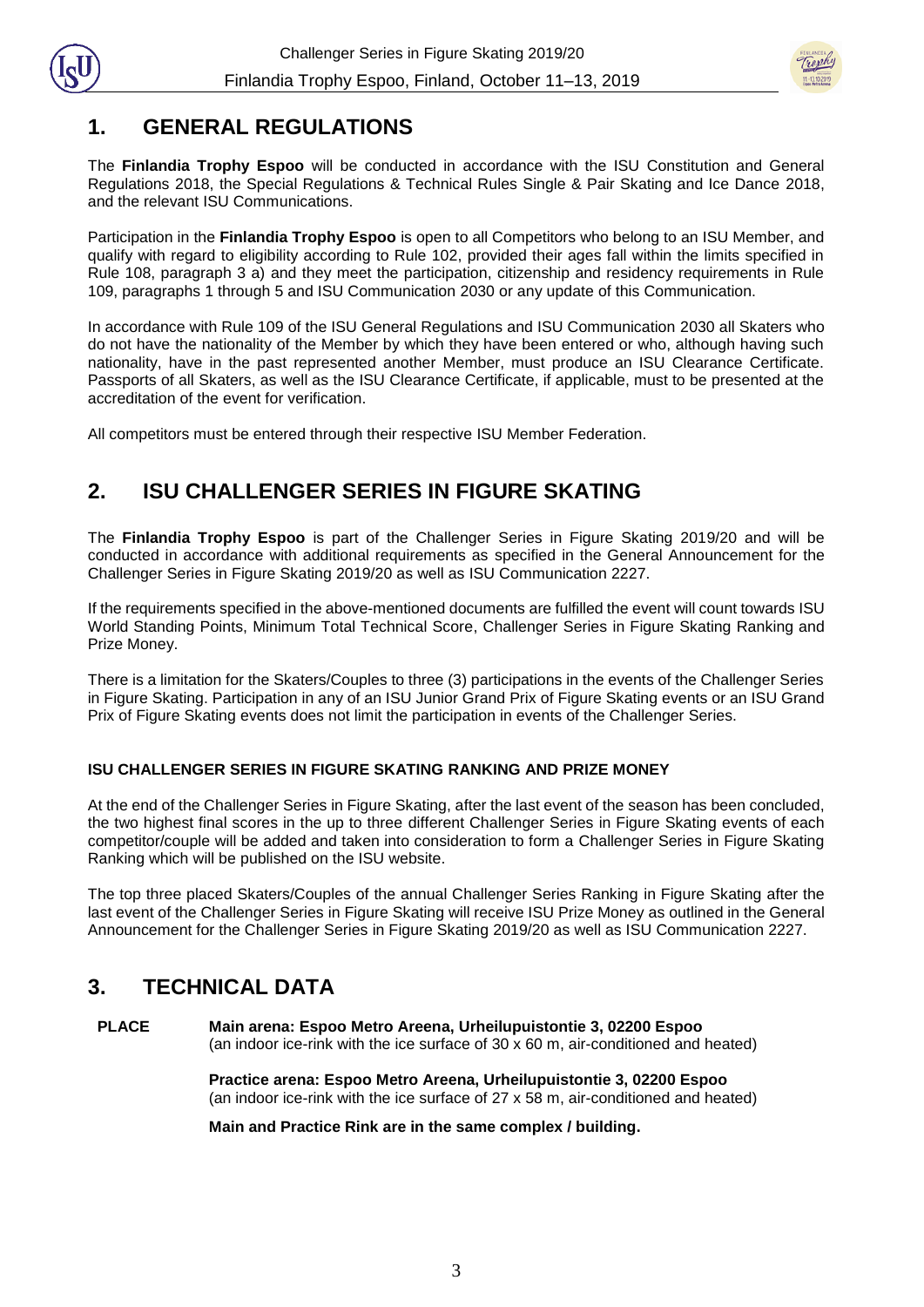## 1. GENERAL REGULATIONS

The **Finlandia Trophy Espoo** will be conducted in accordance with the ISU Constitution and General Regulations 2018, the Special Regulations & Technical Rules Single & Pair Skating and Ice Dance 2018, and the relevant ISU Communications.

Participation in the **Finlandia Trophy Espoo** is open to all Competitors who belong to an ISU Member, and qualify with regard to eligibility according to Rule 102, provided their ages fall within the limits specified in Rule 108, paragraph 3 a) and they meet the participation, citizenship and residency requirements in Rule 109, paragraphs 1 through 5 and ISU Communication 2030 or any update of this Communication.

In accordance with Rule 109 of the ISU General Regulations and ISU Communication 2030 all Skaters who do not have the nationality of the Member by which they have been entered or who, although having such nationality, have in the past represented another Member, must produce an ISU Clearance Certificate. Passports of all Skaters, as well as the ISU Clearance Certificate, if applicable, must to be presented at the accreditation of the event for verification.

All competitors must be entered through their respective ISU Member Federation.

## 2. ISU CHALLENGER SERIES IN FIGURE SKATING

The **Finlandia Trophy Espoo** is part of the Challenger Series in Figure Skating 2019/20 and will be conducted in accordance with additional requirements as specified in the General Announcement for the Challenger Series in Figure Skating 2019/20 as well as ISU Communication 2227.

If the requirements specified in the above-mentioned documents are fulfilled the event will count towards ISU World Standing Points, Minimum Total Technical Score, Challenger Series in Figure Skating Ranking and Prize Money.

There is a limitation for the Skaters/Couples to three (3) participations in the events of the Challenger Series in Figure Skating. Participation in any of an ISU Junior Grand Prix of Figure Skating events or an ISU Grand Prix of Figure Skating events does not limit the participation in events of the Challenger Series.

**ISU CHALLENGER SERIES IN FIGURE SKATING RANKING AND PRIZE MONEY**

At the end of the Challenger Series in Figure Skating, after the last event of the season has been concluded, the two highest final scores in the up to three different Challenger Series in Figure Skating events of each competitor/couple will be added and taken into consideration to form a Challenger Series in Figure Skating Ranking which will be published on the ISU website.

The top three placed Skaters/Couples of the annual Challenger Series Ranking in Figure Skating after the last event of the Challenger Series in Figure Skating will receive ISU Prize Money as outlined in the General Announcement for the Challenger Series in Figure Skating 2019/20 as well as ISU Communication 2227.

## 3. TECHNICAL DATA

**PLACE** **Main arena: Espoo Metro Areena, Urheilupuistontie 3, 02200 Espoo**
(an indoor ice-rink with the ice surface of 30 x 60 m, air-conditioned and heated)

**Practice arena: Espoo Metro Areena, Urheilupuistontie 3, 02200 Espoo**
(an indoor ice-rink with the ice surface of 27 x 58 m, air-conditioned and heated)

**Main and Practice Rink are in the same complex / building.**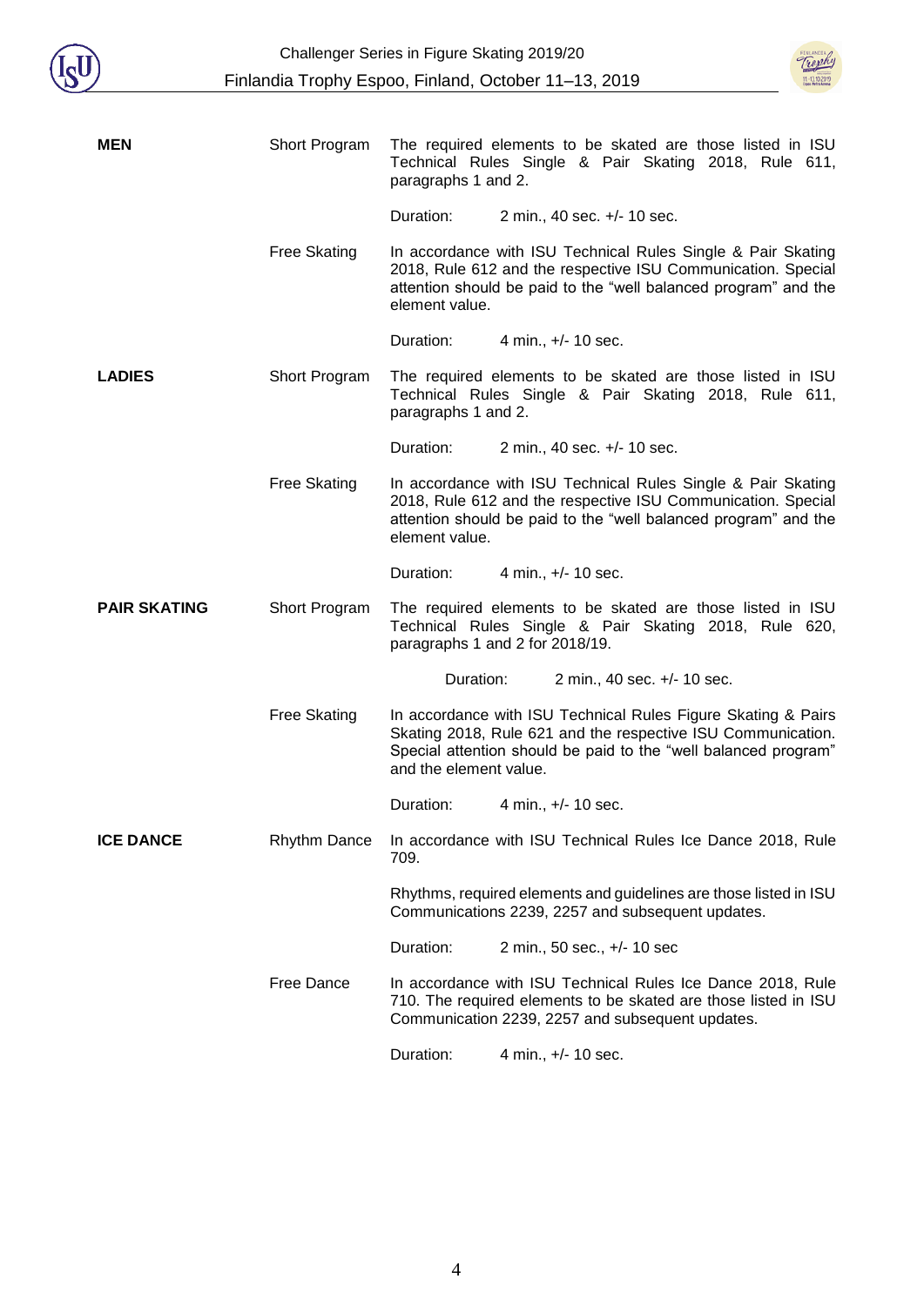| | | |
|---|---|---|
| **MEN** | Short Program | The required elements to be skated are those listed in ISU Technical Rules Single & Pair Skating 2018, Rule 611, paragraphs 1 and 2. |
| | | Duration: 2 min., 40 sec. +/- 10 sec. |
| | Free Skating | In accordance with ISU Technical Rules Single & Pair Skating 2018, Rule 612 and the respective ISU Communication. Special attention should be paid to the "well balanced program" and the element value. |
| | | Duration: 4 min., +/- 10 sec. |
| **LADIES** | Short Program | The required elements to be skated are those listed in ISU Technical Rules Single & Pair Skating 2018, Rule 611, paragraphs 1 and 2. |
| | | Duration: 2 min., 40 sec. +/- 10 sec. |
| | Free Skating | In accordance with ISU Technical Rules Single & Pair Skating 2018, Rule 612 and the respective ISU Communication. Special attention should be paid to the "well balanced program" and the element value. |
| | | Duration: 4 min., +/- 10 sec. |
| **PAIR SKATING** | Short Program | The required elements to be skated are those listed in ISU Technical Rules Single & Pair Skating 2018, Rule 620, paragraphs 1 and 2 for 2018/19. |
| | | Duration: 2 min., 40 sec. +/- 10 sec. |
| | Free Skating | In accordance with ISU Technical Rules Figure Skating & Pairs Skating 2018, Rule 621 and the respective ISU Communication. Special attention should be paid to the "well balanced program" and the element value. |
| | | Duration: 4 min., +/- 10 sec. |
| **ICE DANCE** | Rhythm Dance | In accordance with ISU Technical Rules Ice Dance 2018, Rule 709. |
| | | Rhythms, required elements and guidelines are those listed in ISU Communications 2239, 2257 and subsequent updates. |
| | | Duration: 2 min., 50 sec., +/- 10 sec |
| | Free Dance | In accordance with ISU Technical Rules Ice Dance 2018, Rule 710. The required elements to be skated are those listed in ISU Communication 2239, 2257 and subsequent updates. |
| | | Duration: 4 min., +/- 10 sec. |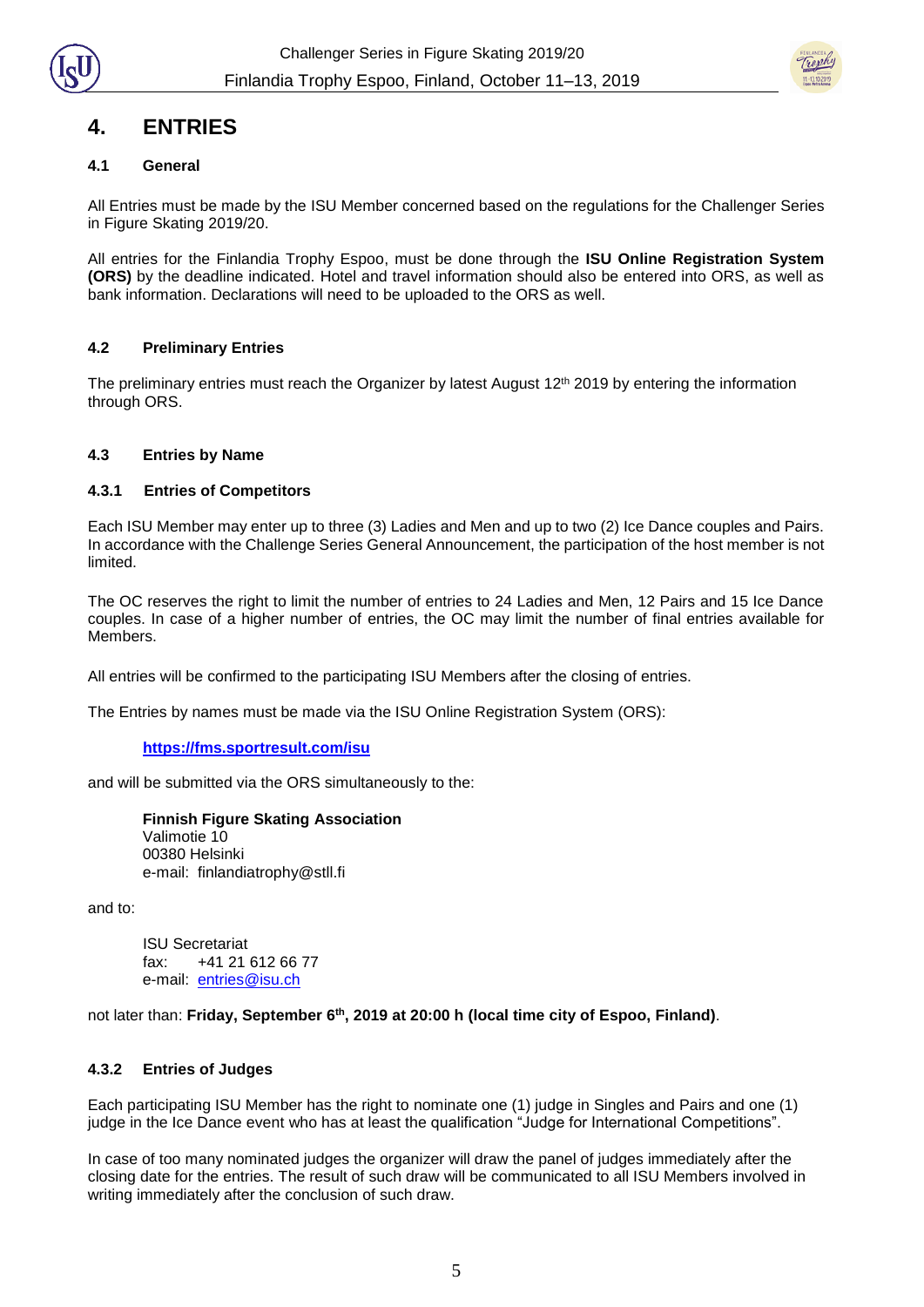# 4. ENTRIES

## 4.1 General

All Entries must be made by the ISU Member concerned based on the regulations for the Challenger Series in Figure Skating 2019/20.

All entries for the Finlandia Trophy Espoo, must be done through the **ISU Online Registration System (ORS)** by the deadline indicated. Hotel and travel information should also be entered into ORS, as well as bank information. Declarations will need to be uploaded to the ORS as well.

## 4.2 Preliminary Entries

The preliminary entries must reach the Organizer by latest August 12th 2019 by entering the information through ORS.

## 4.3 Entries by Name

### 4.3.1 Entries of Competitors

Each ISU Member may enter up to three (3) Ladies and Men and up to two (2) Ice Dance couples and Pairs. In accordance with the Challenge Series General Announcement, the participation of the host member is not limited.

The OC reserves the right to limit the number of entries to 24 Ladies and Men, 12 Pairs and 15 Ice Dance couples. In case of a higher number of entries, the OC may limit the number of final entries available for Members.

All entries will be confirmed to the participating ISU Members after the closing of entries.

The Entries by names must be made via the ISU Online Registration System (ORS):

**https://fms.sportresult.com/isu**

and will be submitted via the ORS simultaneously to the:

**Finnish Figure Skating Association**
Valimotie 10
00380 Helsinki
e-mail: finlandiatrophy@stll.fi

and to:

ISU Secretariat
fax: +41 21 612 66 77
e-mail: entries@isu.ch

not later than: **Friday, September 6th, 2019 at 20:00 h (local time city of Espoo, Finland)**.

### 4.3.2 Entries of Judges

Each participating ISU Member has the right to nominate one (1) judge in Singles and Pairs and one (1) judge in the Ice Dance event who has at least the qualification "Judge for International Competitions".

In case of too many nominated judges the organizer will draw the panel of judges immediately after the closing date for the entries. The result of such draw will be communicated to all ISU Members involved in writing immediately after the conclusion of such draw.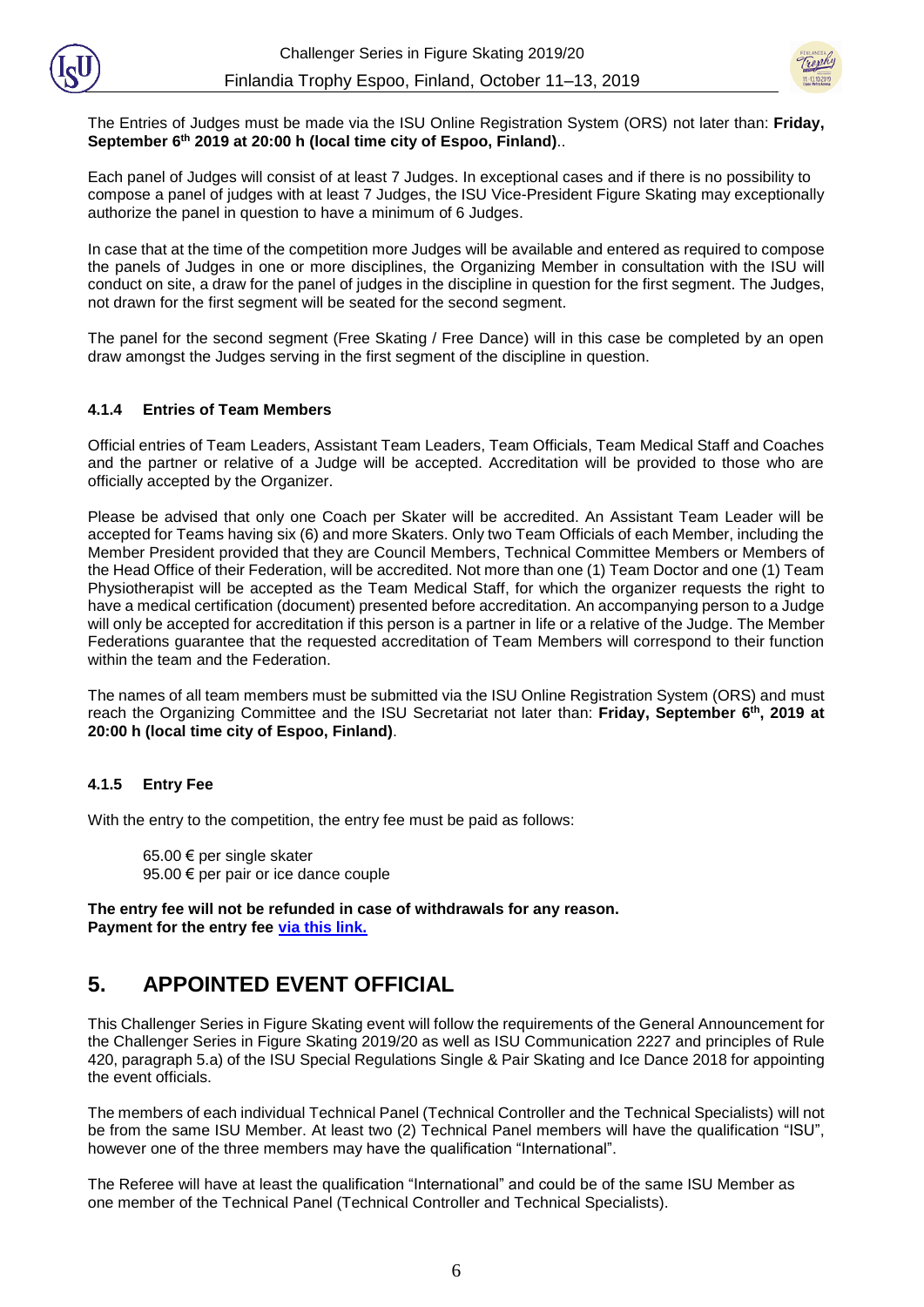The Entries of Judges must be made via the ISU Online Registration System (ORS) not later than: **Friday, September 6th 2019 at 20:00 h (local time city of Espoo, Finland)**..

Each panel of Judges will consist of at least 7 Judges. In exceptional cases and if there is no possibility to compose a panel of judges with at least 7 Judges, the ISU Vice-President Figure Skating may exceptionally authorize the panel in question to have a minimum of 6 Judges.

In case that at the time of the competition more Judges will be available and entered as required to compose the panels of Judges in one or more disciplines, the Organizing Member in consultation with the ISU will conduct on site, a draw for the panel of judges in the discipline in question for the first segment. The Judges, not drawn for the first segment will be seated for the second segment.

The panel for the second segment (Free Skating / Free Dance) will in this case be completed by an open draw amongst the Judges serving in the first segment of the discipline in question.

### 4.1.4 Entries of Team Members

Official entries of Team Leaders, Assistant Team Leaders, Team Officials, Team Medical Staff and Coaches and the partner or relative of a Judge will be accepted. Accreditation will be provided to those who are officially accepted by the Organizer.

Please be advised that only one Coach per Skater will be accredited. An Assistant Team Leader will be accepted for Teams having six (6) and more Skaters. Only two Team Officials of each Member, including the Member President provided that they are Council Members, Technical Committee Members or Members of the Head Office of their Federation, will be accredited. Not more than one (1) Team Doctor and one (1) Team Physiotherapist will be accepted as the Team Medical Staff, for which the organizer requests the right to have a medical certification (document) presented before accreditation. An accompanying person to a Judge will only be accepted for accreditation if this person is a partner in life or a relative of the Judge. The Member Federations guarantee that the requested accreditation of Team Members will correspond to their function within the team and the Federation.

The names of all team members must be submitted via the ISU Online Registration System (ORS) and must reach the Organizing Committee and the ISU Secretariat not later than: **Friday, September 6th, 2019 at 20:00 h (local time city of Espoo, Finland)**.

### 4.1.5 Entry Fee

With the entry to the competition, the entry fee must be paid as follows:

65.00 € per single skater
95.00 € per pair or ice dance couple

**The entry fee will not be refunded in case of withdrawals for any reason.**
**Payment for the entry fee via this link.**

## 5. APPOINTED EVENT OFFICIAL

This Challenger Series in Figure Skating event will follow the requirements of the General Announcement for the Challenger Series in Figure Skating 2019/20 as well as ISU Communication 2227 and principles of Rule 420, paragraph 5.a) of the ISU Special Regulations Single & Pair Skating and Ice Dance 2018 for appointing the event officials.

The members of each individual Technical Panel (Technical Controller and the Technical Specialists) will not be from the same ISU Member. At least two (2) Technical Panel members will have the qualification "ISU", however one of the three members may have the qualification "International".

The Referee will have at least the qualification "International" and could be of the same ISU Member as one member of the Technical Panel (Technical Controller and Technical Specialists).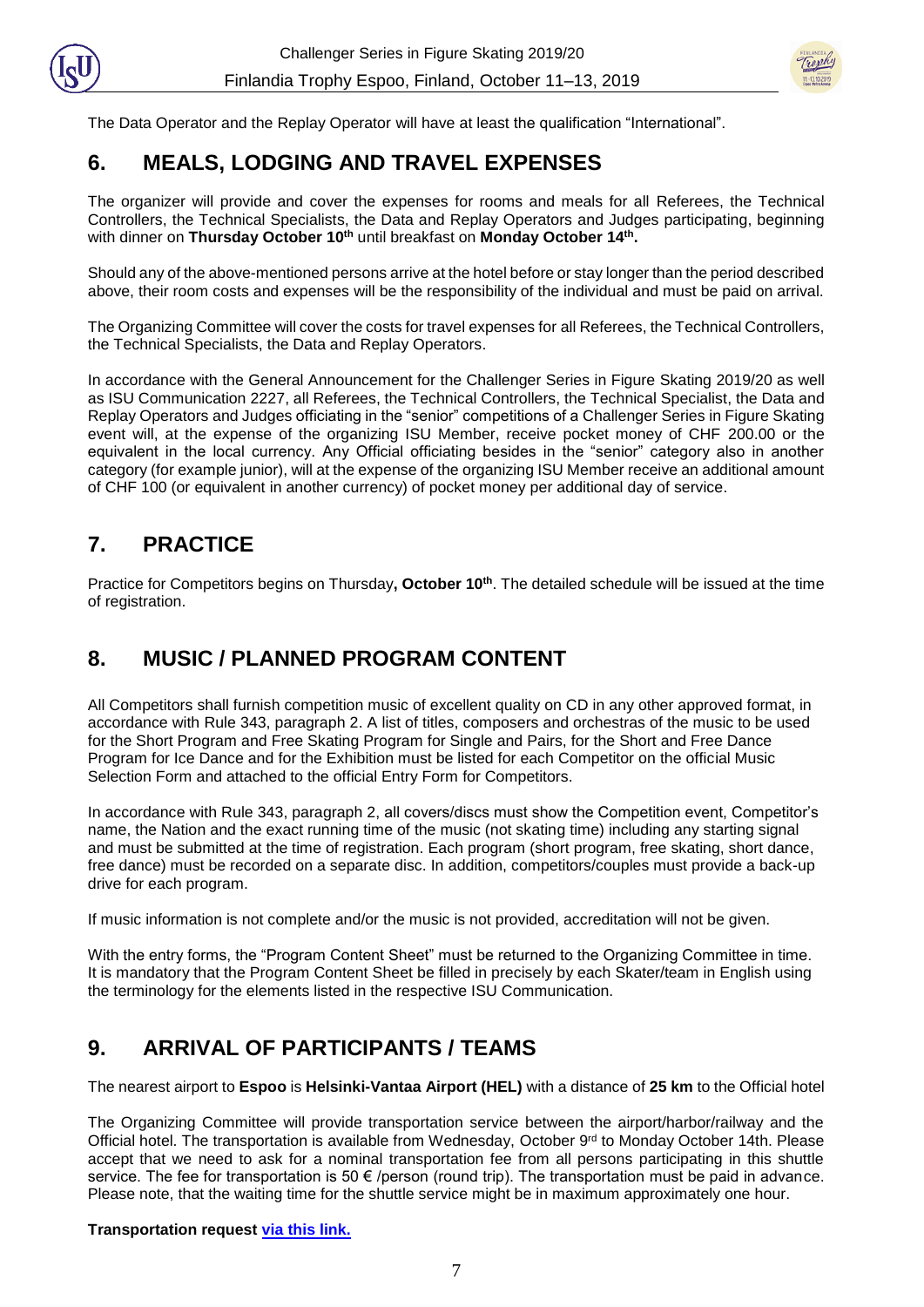The Data Operator and the Replay Operator will have at least the qualification "International".

## 6. MEALS, LODGING AND TRAVEL EXPENSES

The organizer will provide and cover the expenses for rooms and meals for all Referees, the Technical Controllers, the Technical Specialists, the Data and Replay Operators and Judges participating, beginning with dinner on **Thursday October 10th** until breakfast on **Monday October 14th.**

Should any of the above-mentioned persons arrive at the hotel before or stay longer than the period described above, their room costs and expenses will be the responsibility of the individual and must be paid on arrival.

The Organizing Committee will cover the costs for travel expenses for all Referees, the Technical Controllers, the Technical Specialists, the Data and Replay Operators.

In accordance with the General Announcement for the Challenger Series in Figure Skating 2019/20 as well as ISU Communication 2227, all Referees, the Technical Controllers, the Technical Specialist, the Data and Replay Operators and Judges officiating in the "senior" competitions of a Challenger Series in Figure Skating event will, at the expense of the organizing ISU Member, receive pocket money of CHF 200.00 or the equivalent in the local currency. Any Official officiating besides in the "senior" category also in another category (for example junior), will at the expense of the organizing ISU Member receive an additional amount of CHF 100 (or equivalent in another currency) of pocket money per additional day of service.

## 7. PRACTICE

Practice for Competitors begins on Thursday**, October 10th**. The detailed schedule will be issued at the time of registration.

## 8. MUSIC / PLANNED PROGRAM CONTENT

All Competitors shall furnish competition music of excellent quality on CD in any other approved format, in accordance with Rule 343, paragraph 2. A list of titles, composers and orchestras of the music to be used for the Short Program and Free Skating Program for Single and Pairs, for the Short and Free Dance Program for Ice Dance and for the Exhibition must be listed for each Competitor on the official Music Selection Form and attached to the official Entry Form for Competitors.

In accordance with Rule 343, paragraph 2, all covers/discs must show the Competition event, Competitor's name, the Nation and the exact running time of the music (not skating time) including any starting signal and must be submitted at the time of registration. Each program (short program, free skating, short dance, free dance) must be recorded on a separate disc. In addition, competitors/couples must provide a back-up drive for each program.

If music information is not complete and/or the music is not provided, accreditation will not be given.

With the entry forms, the "Program Content Sheet" must be returned to the Organizing Committee in time. It is mandatory that the Program Content Sheet be filled in precisely by each Skater/team in English using the terminology for the elements listed in the respective ISU Communication.

## 9. ARRIVAL OF PARTICIPANTS / TEAMS

The nearest airport to **Espoo** is **Helsinki-Vantaa Airport (HEL)** with a distance of **25 km** to the Official hotel

The Organizing Committee will provide transportation service between the airport/harbor/railway and the Official hotel. The transportation is available from Wednesday, October 9rd to Monday October 14th. Please accept that we need to ask for a nominal transportation fee from all persons participating in this shuttle service. The fee for transportation is 50 € /person (round trip). The transportation must be paid in advance. Please note, that the waiting time for the shuttle service might be in maximum approximately one hour.

**Transportation request via this link.**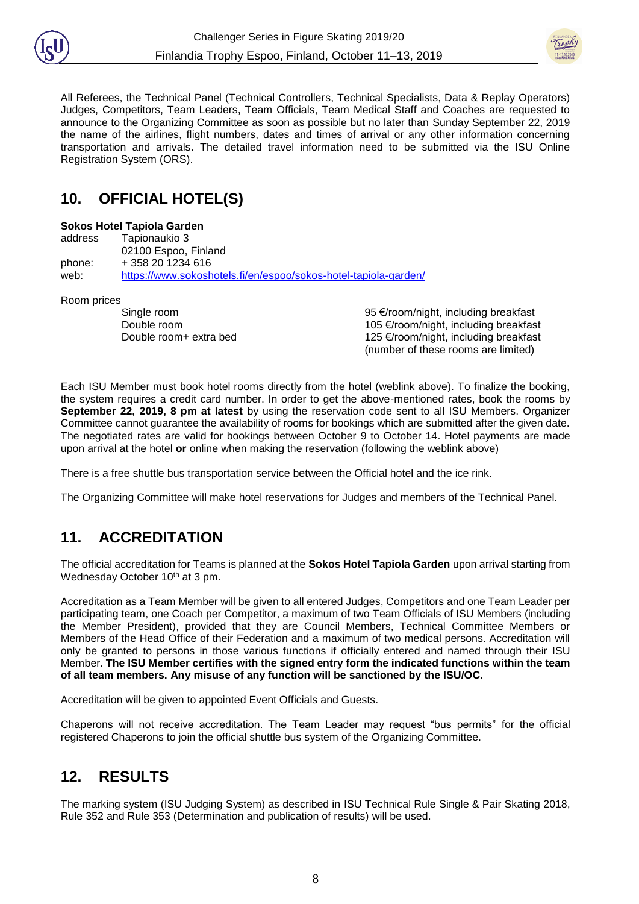All Referees, the Technical Panel (Technical Controllers, Technical Specialists, Data & Replay Operators) Judges, Competitors, Team Leaders, Team Officials, Team Medical Staff and Coaches are requested to announce to the Organizing Committee as soon as possible but no later than Sunday September 22, 2019 the name of the airlines, flight numbers, dates and times of arrival or any other information concerning transportation and arrivals. The detailed travel information need to be submitted via the ISU Online Registration System (ORS).

## 10. OFFICIAL HOTEL(S)

**Sokos Hotel Tapiola Garden**

address Tapionaukio 3
02100 Espoo, Finland
phone: + 358 20 1234 616
web: https://www.sokoshotels.fi/en/espoo/sokos-hotel-tapiola-garden/

Room prices

| | |
|---|---|
| Single room | 95 €/room/night, including breakfast |
| Double room | 105 €/room/night, including breakfast |
| Double room+ extra bed | 125 €/room/night, including breakfast (number of these rooms are limited) |

Each ISU Member must book hotel rooms directly from the hotel (weblink above). To finalize the booking, the system requires a credit card number. In order to get the above-mentioned rates, book the rooms by **September 22, 2019, 8 pm at latest** by using the reservation code sent to all ISU Members. Organizer Committee cannot guarantee the availability of rooms for bookings which are submitted after the given date. The negotiated rates are valid for bookings between October 9 to October 14. Hotel payments are made upon arrival at the hotel **or** online when making the reservation (following the weblink above)

There is a free shuttle bus transportation service between the Official hotel and the ice rink.

The Organizing Committee will make hotel reservations for Judges and members of the Technical Panel.

## 11. ACCREDITATION

The official accreditation for Teams is planned at the **Sokos Hotel Tapiola Garden** upon arrival starting from Wednesday October 10th at 3 pm.

Accreditation as a Team Member will be given to all entered Judges, Competitors and one Team Leader per participating team, one Coach per Competitor, a maximum of two Team Officials of ISU Members (including the Member President), provided that they are Council Members, Technical Committee Members or Members of the Head Office of their Federation and a maximum of two medical persons. Accreditation will only be granted to persons in those various functions if officially entered and named through their ISU Member. **The ISU Member certifies with the signed entry form the indicated functions within the team of all team members. Any misuse of any function will be sanctioned by the ISU/OC.**

Accreditation will be given to appointed Event Officials and Guests.

Chaperons will not receive accreditation. The Team Leader may request "bus permits" for the official registered Chaperons to join the official shuttle bus system of the Organizing Committee.

## 12. RESULTS

The marking system (ISU Judging System) as described in ISU Technical Rule Single & Pair Skating 2018, Rule 352 and Rule 353 (Determination and publication of results) will be used.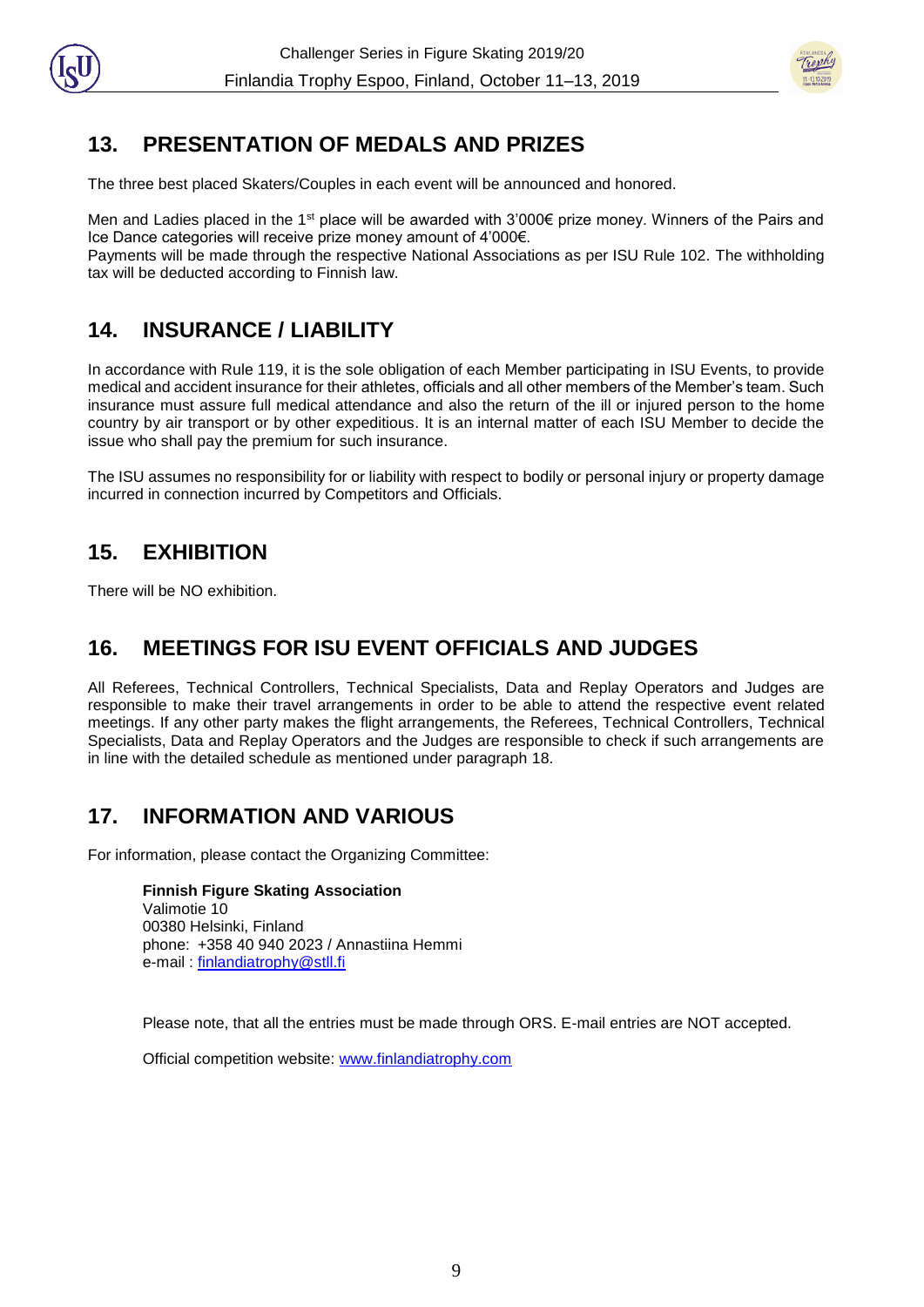## 13. PRESENTATION OF MEDALS AND PRIZES

The three best placed Skaters/Couples in each event will be announced and honored.

Men and Ladies placed in the 1st place will be awarded with 3'000€ prize money. Winners of the Pairs and Ice Dance categories will receive prize money amount of 4'000€.
Payments will be made through the respective National Associations as per ISU Rule 102. The withholding tax will be deducted according to Finnish law.

## 14. INSURANCE / LIABILITY

In accordance with Rule 119, it is the sole obligation of each Member participating in ISU Events, to provide medical and accident insurance for their athletes, officials and all other members of the Member's team. Such insurance must assure full medical attendance and also the return of the ill or injured person to the home country by air transport or by other expeditious. It is an internal matter of each ISU Member to decide the issue who shall pay the premium for such insurance.

The ISU assumes no responsibility for or liability with respect to bodily or personal injury or property damage incurred in connection incurred by Competitors and Officials.

## 15. EXHIBITION

There will be NO exhibition.

## 16. MEETINGS FOR ISU EVENT OFFICIALS AND JUDGES

All Referees, Technical Controllers, Technical Specialists, Data and Replay Operators and Judges are responsible to make their travel arrangements in order to be able to attend the respective event related meetings. If any other party makes the flight arrangements, the Referees, Technical Controllers, Technical Specialists, Data and Replay Operators and the Judges are responsible to check if such arrangements are in line with the detailed schedule as mentioned under paragraph 18.

## 17. INFORMATION AND VARIOUS

For information, please contact the Organizing Committee:

**Finnish Figure Skating Association**
Valimotie 10
00380 Helsinki, Finland
phone: +358 40 940 2023 / Annastiina Hemmi
e-mail : finlandiatrophy@stll.fi

Please note, that all the entries must be made through ORS. E-mail entries are NOT accepted.

Official competition website: www.finlandiatrophy.com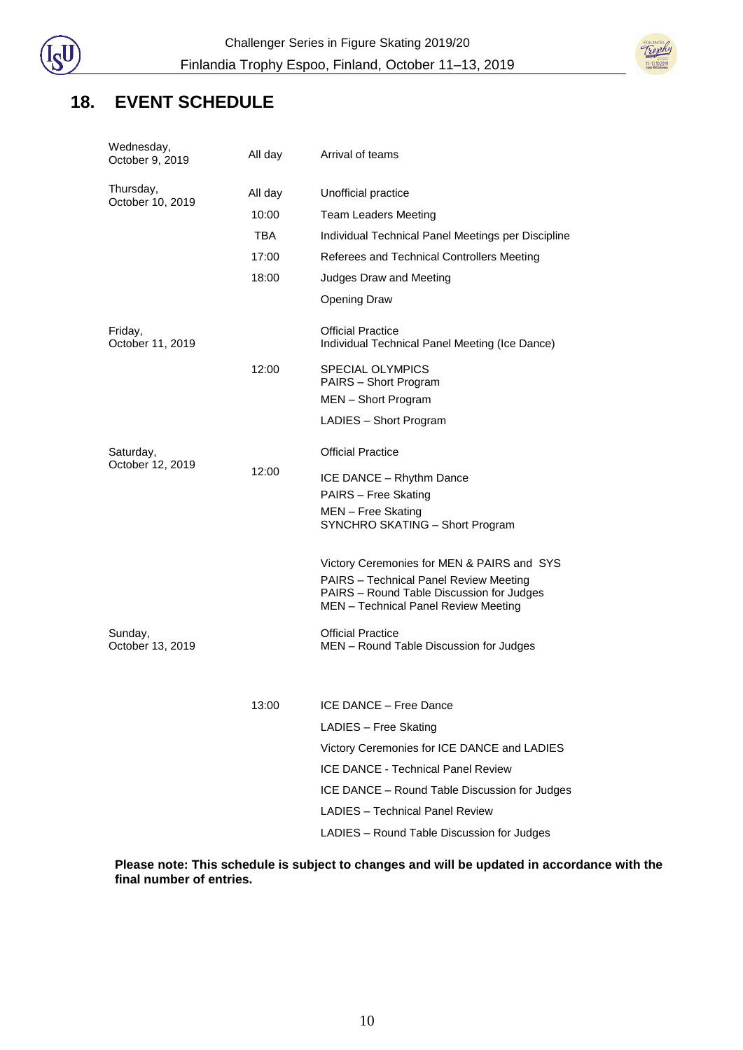## 18. EVENT SCHEDULE

| Date | Time | Event |
|---|---|---|
| Wednesday, October 9, 2019 | All day | Arrival of teams |
| Thursday, October 10, 2019 | All day | Unofficial practice |
| | 10:00 | Team Leaders Meeting |
| | TBA | Individual Technical Panel Meetings per Discipline |
| | 17:00 | Referees and Technical Controllers Meeting |
| | 18:00 | Judges Draw and Meeting |
| | | Opening Draw |
| Friday, October 11, 2019 | | Official Practice<br>Individual Technical Panel Meeting (Ice Dance) |
| | 12:00 | SPECIAL OLYMPICS<br>PAIRS – Short Program |
| | | MEN – Short Program |
| | | LADIES – Short Program |
| Saturday, October 12, 2019 | | Official Practice |
| | 12:00 | ICE DANCE – Rhythm Dance |
| | | PAIRS – Free Skating |
| | | MEN – Free Skating<br>SYNCHRO SKATING – Short Program |
| | | Victory Ceremonies for MEN & PAIRS and SYS |
| | | PAIRS – Technical Panel Review Meeting<br>PAIRS – Round Table Discussion for Judges<br>MEN – Technical Panel Review Meeting |
| Sunday, October 13, 2019 | | Official Practice<br>MEN – Round Table Discussion for Judges |
| | 13:00 | ICE DANCE – Free Dance |
| | | LADIES – Free Skating |
| | | Victory Ceremonies for ICE DANCE and LADIES |
| | | ICE DANCE - Technical Panel Review |
| | | ICE DANCE – Round Table Discussion for Judges |
| | | LADIES – Technical Panel Review |
| | | LADIES – Round Table Discussion for Judges |

**Please note: This schedule is subject to changes and will be updated in accordance with the final number of entries.**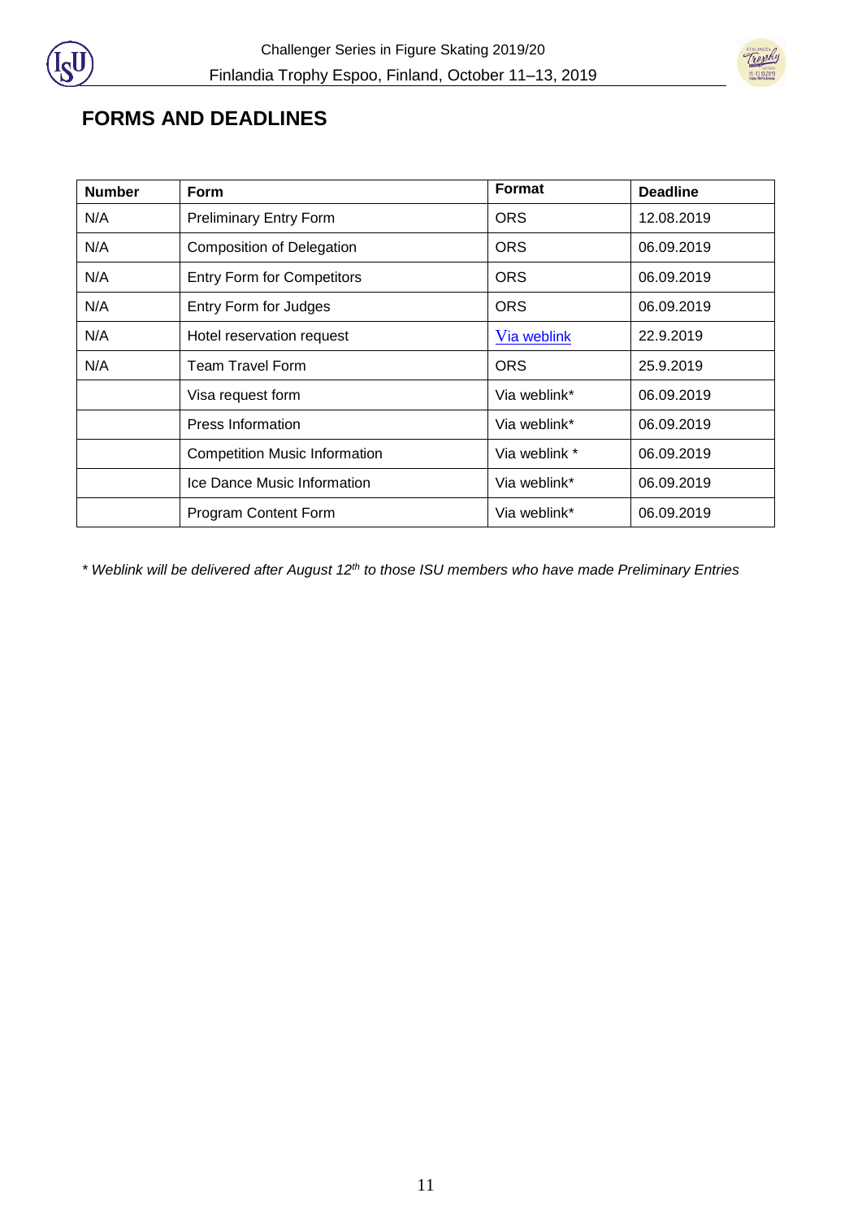## FORMS AND DEADLINES

| Number | Form | Format | Deadline |
|---|---|---|---|
| N/A | Preliminary Entry Form | ORS | 12.08.2019 |
| N/A | Composition of Delegation | ORS | 06.09.2019 |
| N/A | Entry Form for Competitors | ORS | 06.09.2019 |
| N/A | Entry Form for Judges | ORS | 06.09.2019 |
| N/A | Hotel reservation request | Via weblink | 22.9.2019 |
| N/A | Team Travel Form | ORS | 25.9.2019 |
| | Visa request form | Via weblink* | 06.09.2019 |
| | Press Information | Via weblink* | 06.09.2019 |
| | Competition Music Information | Via weblink * | 06.09.2019 |
| | Ice Dance Music Information | Via weblink* | 06.09.2019 |
| | Program Content Form | Via weblink* | 06.09.2019 |

*\* Weblink will be delivered after August 12th to those ISU members who have made Preliminary Entries*